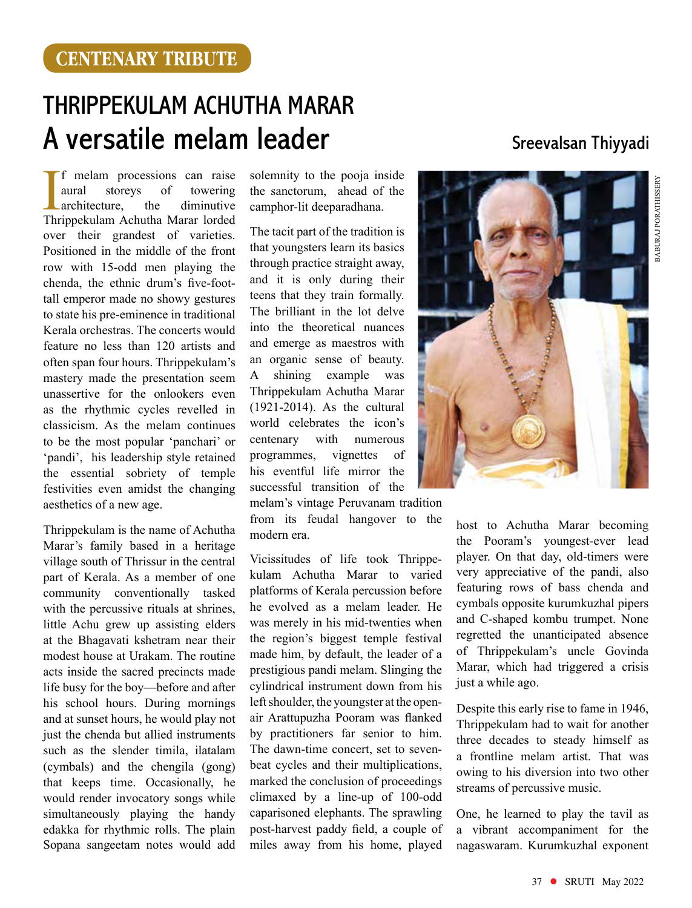CENTENARY TRIBUTE

# THRIPPEKULAM ACHUTHA MARAR

## A versatile melam leader

**Sreevalsan Thiyyadi**

If melam processions can raise aural storeys of towering architecture, the diminutive Thrippekulam Achutha Marar lorded over their grandest of varieties. Positioned in the middle of the front row with 15-odd men playing the chenda, the ethnic drum's five-foot-tall emperor made no showy gestures to state his pre-eminence in traditional Kerala orchestras. The concerts would feature no less than 120 artists and often span four hours. Thrippekulam's mastery made the presentation seem unassertive for the onlookers even as the rhythmic cycles revelled in classicism. As the melam continues to be the most popular 'panchari' or 'pandi', his leadership style retained the essential sobriety of temple festivities even amidst the changing aesthetics of a new age.

Thrippekulam is the name of Achutha Marar's family based in a heritage village south of Thrissur in the central part of Kerala. As a member of one community conventionally tasked with the percussive rituals at shrines, little Achu grew up assisting elders at the Bhagavati kshetram near their modest house at Urakam. The routine acts inside the sacred precincts made life busy for the boy—before and after his school hours. During mornings and at sunset hours, he would play not just the chenda but allied instruments such as the slender timila, ilatalam (cymbals) and the chengila (gong) that keeps time. Occasionally, he would render invocatory songs while simultaneously playing the handy edakka for rhythmic rolls. The plain Sopana sangeetam notes would add solemnity to the pooja inside the sanctorum, ahead of the camphor-lit deeparadhana.

The tacit part of the tradition is that youngsters learn its basics through practice straight away, and it is only during their teens that they train formally. The brilliant in the lot delve into the theoretical nuances and emerge as maestros with an organic sense of beauty. A shining example was Thrippekulam Achutha Marar (1921-2014). As the cultural world celebrates the icon's centenary with numerous programmes, vignettes of his eventful life mirror the successful transition of the melam's vintage Peruvanam tradition from its feudal hangover to the modern era.

Vicissitudes of life took Thrippekulam Achutha Marar to varied platforms of Kerala percussion before he evolved as a melam leader. He was merely in his mid-twenties when the region's biggest temple festival made him, by default, the leader of a prestigious pandi melam. Slinging the cylindrical instrument down from his left shoulder, the youngster at the open-air Arattupuzha Pooram was flanked by practitioners far senior to him. The dawn-time concert, set to seven-beat cycles and their multiplications, marked the conclusion of proceedings climaxed by a line-up of 100-odd caparisoned elephants. The sprawling post-harvest paddy field, a couple of miles away from his home, played host to Achutha Marar becoming the Pooram's youngest-ever lead player. On that day, old-timers were very appreciative of the pandi, also featuring rows of bass chenda and cymbals opposite kurumkuzhal pipers and C-shaped kombu trumpet. None regretted the unanticipated absence of Thrippekulam's uncle Govinda Marar, which had triggered a crisis just a while ago.

Despite this early rise to fame in 1946, Thrippekulam had to wait for another three decades to steady himself as a frontline melam artist. That was owing to his diversion into two other streams of percussive music.

One, he learned to play the tavil as a vibrant accompaniment for the nagaswaram. Kurumkuzhal exponent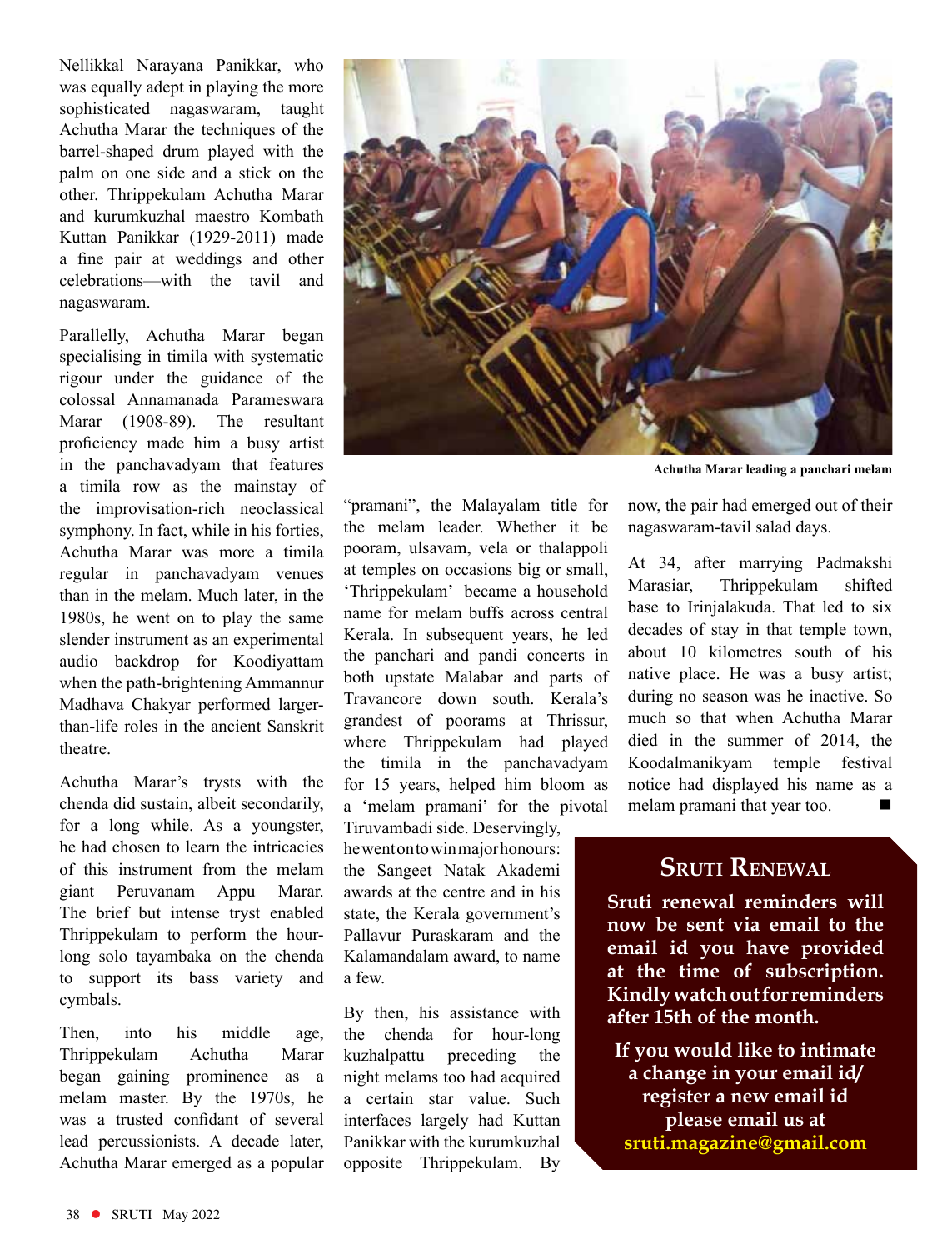Nellikkal Narayana Panikkar, who was equally adept in playing the more sophisticated nagaswaram, taught Achutha Marar the techniques of the barrel-shaped drum played with the palm on one side and a stick on the other. Thrippekulam Achutha Marar and kurumkuzhal maestro Kombath Kuttan Panikkar (1929-2011) made a fine pair at weddings and other celebrations—with the tavil and nagaswaram.

Parallelly, Achutha Marar began specialising in timila with systematic rigour under the guidance of the colossal Annamanada Parameswara Marar (1908-89). The resultant proficiency made him a busy artist in the panchavadyam that features a timila row as the mainstay of the improvisation-rich neoclassical symphony. In fact, while in his forties, Achutha Marar was more a timila regular in panchavadyam venues than in the melam. Much later, in the 1980s, he went on to play the same slender instrument as an experimental audio backdrop for Koodiyattam when the path-brightening Ammannur Madhava Chakyar performed larger-than-life roles in the ancient Sanskrit theatre.

Achutha Marar's trysts with the chenda did sustain, albeit secondarily, for a long while. As a youngster, he had chosen to learn the intricacies of this instrument from the melam giant Peruvanam Appu Marar. The brief but intense tryst enabled Thrippekulam to perform the hour-long solo tayambaka on the chenda to support its bass variety and cymbals.

Then, into his middle age, Thrippekulam Achutha Marar began gaining prominence as a melam master. By the 1970s, he was a trusted confidant of several lead percussionists. A decade later, Achutha Marar emerged as a popular "pramani", the Malayalam title for the melam leader. Whether it be pooram, ulsavam, vela or thalappoli at temples on occasions big or small, 'Thrippekulam' became a household name for melam buffs across central Kerala. In subsequent years, he led the panchari and pandi concerts in both upstate Malabar and parts of Travancore down south. Kerala's grandest of poorams at Thrissur, where Thrippekulam had played the timila in the panchavadyam for 15 years, helped him bloom as a 'melam pramani' for the pivotal Tiruvambadi side. Deservingly, he went on to win major honours: the Sangeet Natak Akademi awards at the centre and in his state, the Kerala government's Pallavur Puraskaram and the Kalamandalam award, to name a few.

Achutha Marar leading a panchari melam

By then, his assistance with the chenda for hour-long kuzhalpattu preceding the night melams too had acquired a certain star value. Such interfaces largely had Kuttan Panikkar with the kurumkuzhal opposite Thrippekulam. By now, the pair had emerged out of their nagaswaram-tavil salad days.

At 34, after marrying Padmakshi Marasiar, Thrippekulam shifted base to Irinjalakuda. That led to six decades of stay in that temple town, about 10 kilometres south of his native place. He was a busy artist; during no season was he inactive. So much so that when Achutha Marar died in the summer of 2014, the Koodalmanikyam temple festival notice had displayed his name as a melam pramani that year too. ■

## Sruti Renewal

**Sruti renewal reminders will now be sent via email to the email id you have provided at the time of subscription. Kindly watch out for reminders after 15th of the month.**

**If you would like to intimate a change in your email id/ register a new email id please email us at sruti.magazine@gmail.com**